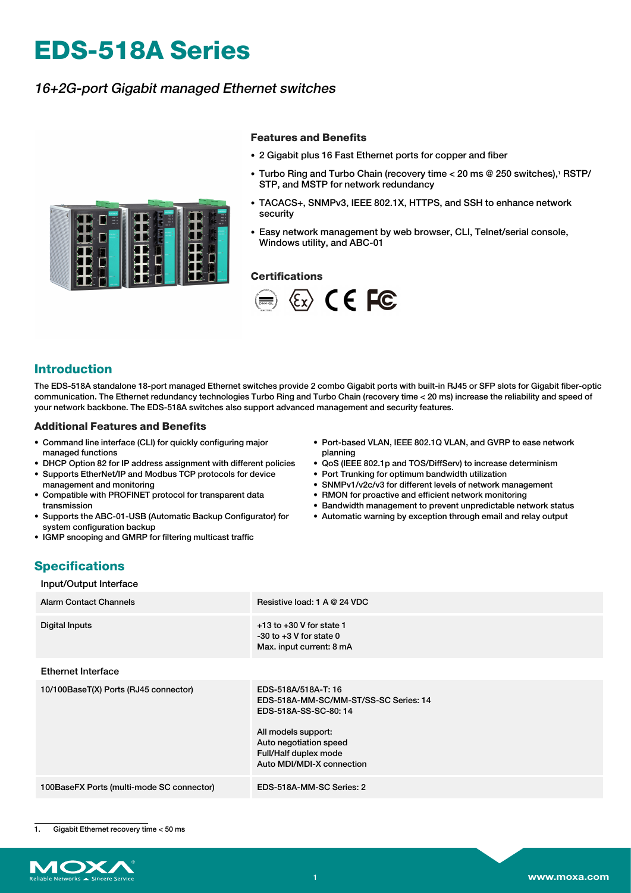# EDS-518A Series

*16+2G-port Gigabit managed Ethernet switches*

### Features and Benefits

- 2 Gigabit plus 16 Fast Ethernet ports for copper and fiber
- Turbo Ring and Turbo Chain (recovery time < 20 ms @ 250 switches),[1] RSTP/STP, and MSTP for network redundancy
- TACACS+, SNMPv3, IEEE 802.1X, HTTPS, and SSH to enhance network security
- Easy network management by web browser, CLI, Telnet/serial console, Windows utility, and ABC-01

### Certifications

## Introduction

The EDS-518A standalone 18-port managed Ethernet switches provide 2 combo Gigabit ports with built-in RJ45 or SFP slots for Gigabit fiber-optic communication. The Ethernet redundancy technologies Turbo Ring and Turbo Chain (recovery time < 20 ms) increase the reliability and speed of your network backbone. The EDS-518A switches also support advanced management and security features.

### Additional Features and Benefits

- Command line interface (CLI) for quickly configuring major managed functions
- DHCP Option 82 for IP address assignment with different policies
- Supports EtherNet/IP and Modbus TCP protocols for device management and monitoring
- Compatible with PROFINET protocol for transparent data transmission
- Supports the ABC-01-USB (Automatic Backup Configurator) for system configuration backup
- IGMP snooping and GMRP for filtering multicast traffic
- Port-based VLAN, IEEE 802.1Q VLAN, and GVRP to ease network planning
- QoS (IEEE 802.1p and TOS/DiffServ) to increase determinism
- Port Trunking for optimum bandwidth utilization
- SNMPv1/v2c/v3 for different levels of network management
- RMON for proactive and efficient network monitoring
- Bandwidth management to prevent unpredictable network status
- Automatic warning by exception through email and relay output

## Specifications

### Input/Output Interface

| | |
|---|---|
| Alarm Contact Channels | Resistive load: 1 A @ 24 VDC |
| Digital Inputs | +13 to +30 V for state 1<br>-30 to +3 V for state 0<br>Max. input current: 8 mA |

### Ethernet Interface

| | |
|---|---|
| 10/100BaseT(X) Ports (RJ45 connector) | EDS-518A/518A-T: 16<br>EDS-518A-MM-SC/MM-ST/SS-SC Series: 14<br>EDS-518A-SS-SC-80: 14<br><br>All models support:<br>Auto negotiation speed<br>Full/Half duplex mode<br>Auto MDI/MDI-X connection |
| 100BaseFX Ports (multi-mode SC connector) | EDS-518A-MM-SC Series: 2 |

1. Gigabit Ethernet recovery time < 50 ms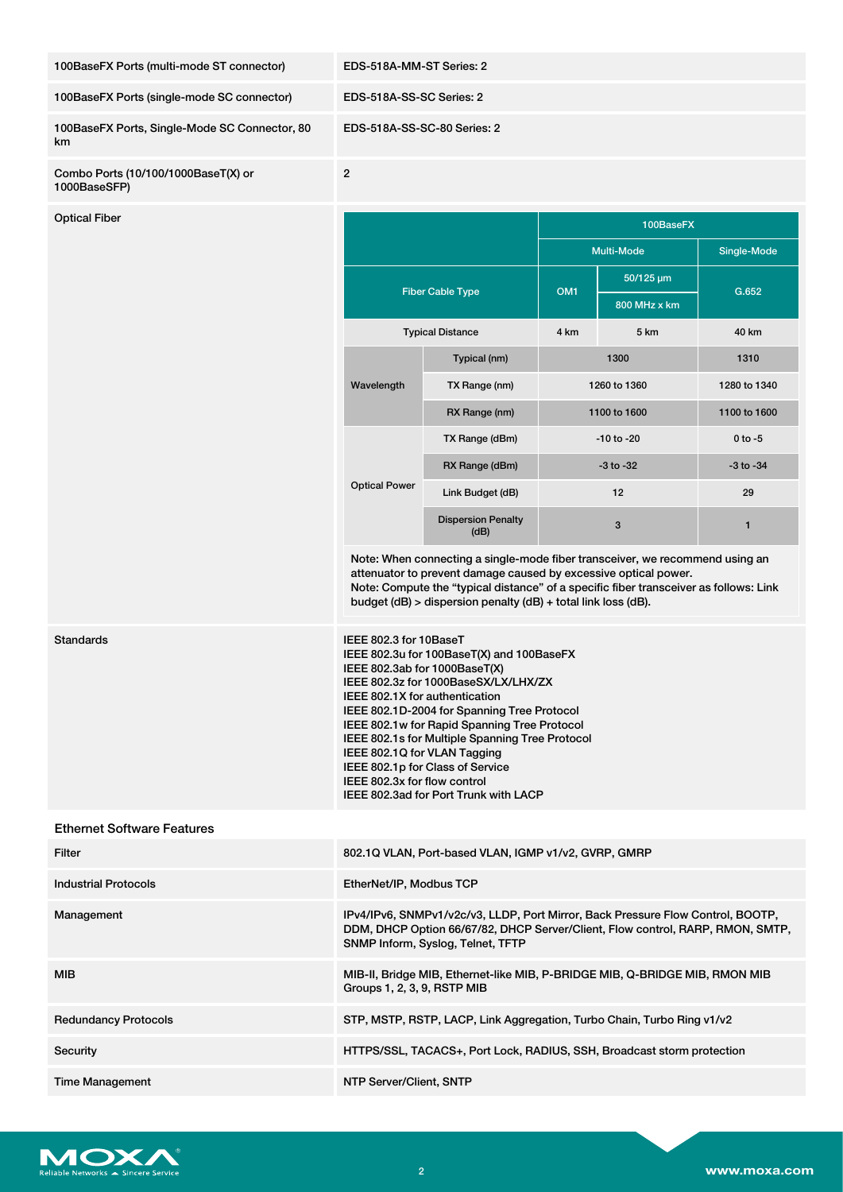| | |
|---|---|
| 100BaseFX Ports (multi-mode ST connector) | EDS-518A-MM-ST Series: 2 |
| 100BaseFX Ports (single-mode SC connector) | EDS-518A-SS-SC Series: 2 |
| 100BaseFX Ports, Single-Mode SC Connector, 80 km | EDS-518A-SS-SC-80 Series: 2 |
| Combo Ports (10/100/1000BaseT(X) or 1000BaseSFP) | 2 |

Optical Fiber

| | | 100BaseFX | | |
|---|---|---|---|---|
| | | Multi-Mode | | Single-Mode |
| Fiber Cable Type | | OM1 | 50/125 µm 800 MHz x km | G.652 |
| Typical Distance | | 4 km | 5 km | 40 km |
| Wavelength | Typical (nm) | 1300 | | 1310 |
| | TX Range (nm) | 1260 to 1360 | | 1280 to 1340 |
| | RX Range (nm) | 1100 to 1600 | | 1100 to 1600 |
| Optical Power | TX Range (dBm) | -10 to -20 | | 0 to -5 |
| | RX Range (dBm) | -3 to -32 | | -3 to -34 |
| | Link Budget (dB) | 12 | | 29 |
| | Dispersion Penalty (dB) | 3 | | 1 |

Note: When connecting a single-mode fiber transceiver, we recommend using an attenuator to prevent damage caused by excessive optical power.
Note: Compute the "typical distance" of a specific fiber transceiver as follows: Link budget (dB) > dispersion penalty (dB) + total link loss (dB).

Standards

IEEE 802.3 for 10BaseT
IEEE 802.3u for 100BaseT(X) and 100BaseFX
IEEE 802.3ab for 1000BaseT(X)
IEEE 802.3z for 1000BaseSX/LX/LHX/ZX
IEEE 802.1X for authentication
IEEE 802.1D-2004 for Spanning Tree Protocol
IEEE 802.1w for Rapid Spanning Tree Protocol
IEEE 802.1s for Multiple Spanning Tree Protocol
IEEE 802.1Q for VLAN Tagging
IEEE 802.1p for Class of Service
IEEE 802.3x for flow control
IEEE 802.3ad for Port Trunk with LACP

## Ethernet Software Features

| | |
|---|---|
| Filter | 802.1Q VLAN, Port-based VLAN, IGMP v1/v2, GVRP, GMRP |
| Industrial Protocols | EtherNet/IP, Modbus TCP |
| Management | IPv4/IPv6, SNMPv1/v2c/v3, LLDP, Port Mirror, Back Pressure Flow Control, BOOTP, DDM, DHCP Option 66/67/82, DHCP Server/Client, Flow control, RARP, RMON, SMTP, SNMP Inform, Syslog, Telnet, TFTP |
| MIB | MIB-II, Bridge MIB, Ethernet-like MIB, P-BRIDGE MIB, Q-BRIDGE MIB, RMON MIB Groups 1, 2, 3, 9, RSTP MIB |
| Redundancy Protocols | STP, MSTP, RSTP, LACP, Link Aggregation, Turbo Chain, Turbo Ring v1/v2 |
| Security | HTTPS/SSL, TACACS+, Port Lock, RADIUS, SSH, Broadcast storm protection |
| Time Management | NTP Server/Client, SNTP |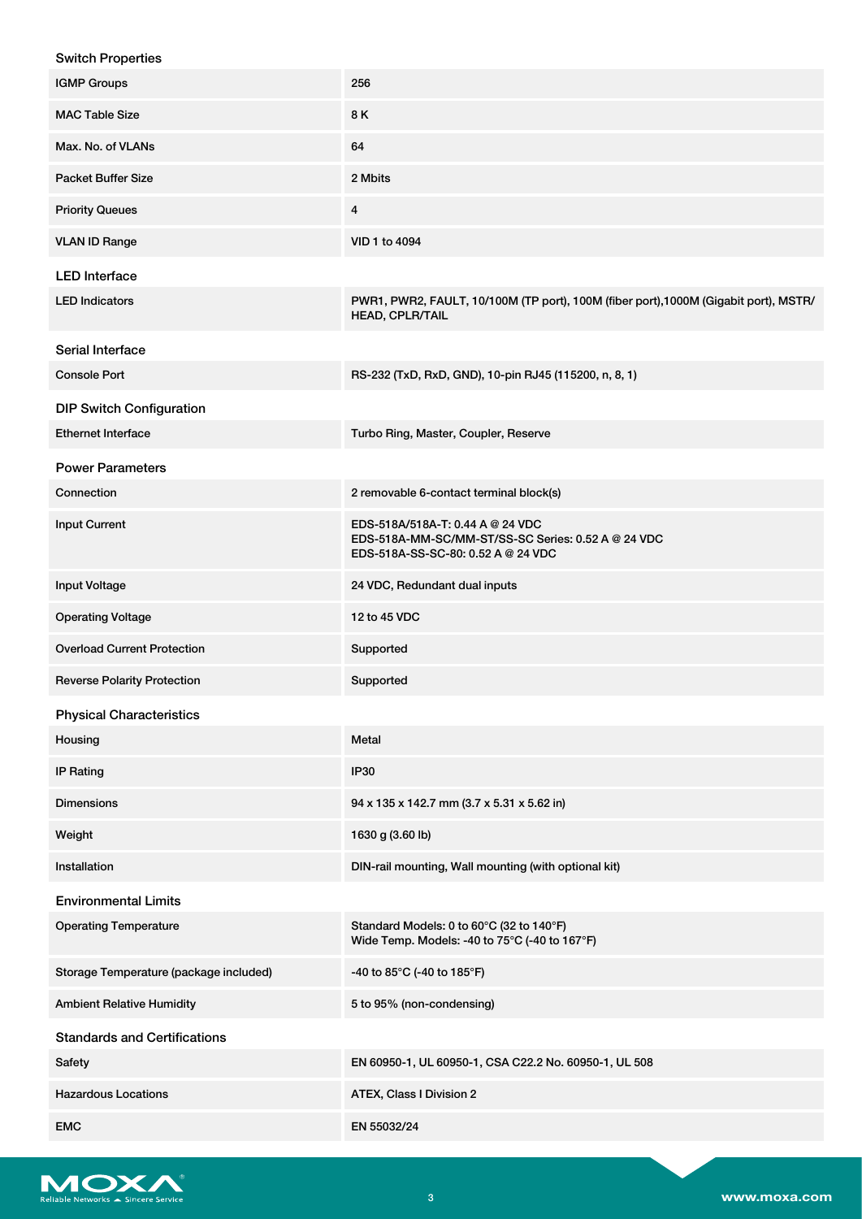## Switch Properties

| | |
|---|---|
| IGMP Groups | 256 |
| MAC Table Size | 8 K |
| Max. No. of VLANs | 64 |
| Packet Buffer Size | 2 Mbits |
| Priority Queues | 4 |
| VLAN ID Range | VID 1 to 4094 |

## LED Interface

| | |
|---|---|
| LED Indicators | PWR1, PWR2, FAULT, 10/100M (TP port), 100M (fiber port),1000M (Gigabit port), MSTR/HEAD, CPLR/TAIL |

## Serial Interface

| | |
|---|---|
| Console Port | RS-232 (TxD, RxD, GND), 10-pin RJ45 (115200, n, 8, 1) |

## DIP Switch Configuration

| | |
|---|---|
| Ethernet Interface | Turbo Ring, Master, Coupler, Reserve |

## Power Parameters

| | |
|---|---|
| Connection | 2 removable 6-contact terminal block(s) |
| Input Current | EDS-518A/518A-T: 0.44 A @ 24 VDC<br>EDS-518A-MM-SC/MM-ST/SS-SC Series: 0.52 A @ 24 VDC<br>EDS-518A-SS-SC-80: 0.52 A @ 24 VDC |
| Input Voltage | 24 VDC, Redundant dual inputs |
| Operating Voltage | 12 to 45 VDC |
| Overload Current Protection | Supported |
| Reverse Polarity Protection | Supported |

## Physical Characteristics

| | |
|---|---|
| Housing | Metal |
| IP Rating | IP30 |
| Dimensions | 94 x 135 x 142.7 mm (3.7 x 5.31 x 5.62 in) |
| Weight | 1630 g (3.60 lb) |
| Installation | DIN-rail mounting, Wall mounting (with optional kit) |

## Environmental Limits

| | |
|---|---|
| Operating Temperature | Standard Models: 0 to 60°C (32 to 140°F)<br>Wide Temp. Models: -40 to 75°C (-40 to 167°F) |
| Storage Temperature (package included) | -40 to 85°C (-40 to 185°F) |
| Ambient Relative Humidity | 5 to 95% (non-condensing) |

## Standards and Certifications

| | |
|---|---|
| Safety | EN 60950-1, UL 60950-1, CSA C22.2 No. 60950-1, UL 508 |
| Hazardous Locations | ATEX, Class I Division 2 |
| EMC | EN 55032/24 |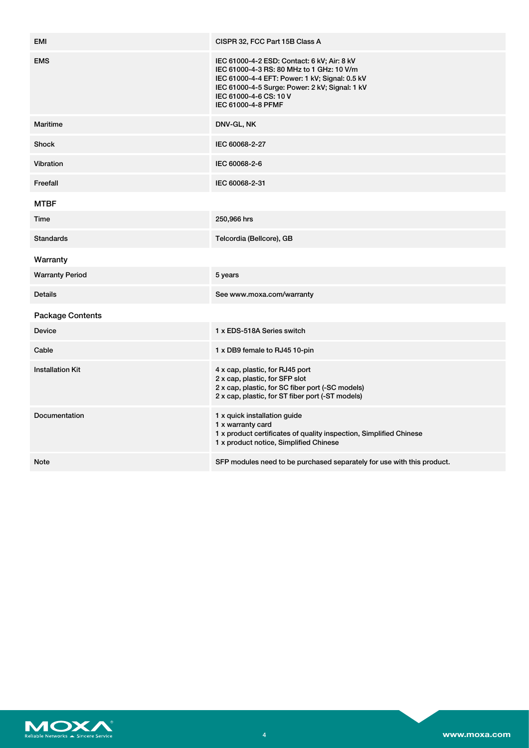| | |
|---|---|
| EMI | CISPR 32, FCC Part 15B Class A |
| EMS | IEC 61000-4-2 ESD: Contact: 6 kV; Air: 8 kV<br>IEC 61000-4-3 RS: 80 MHz to 1 GHz: 10 V/m<br>IEC 61000-4-4 EFT: Power: 1 kV; Signal: 0.5 kV<br>IEC 61000-4-5 Surge: Power: 2 kV; Signal: 1 kV<br>IEC 61000-4-6 CS: 10 V<br>IEC 61000-4-8 PFMF |
| Maritime | DNV-GL, NK |
| Shock | IEC 60068-2-27 |
| Vibration | IEC 60068-2-6 |
| Freefall | IEC 60068-2-31 |

### MTBF

| | |
|---|---|
| Time | 250,966 hrs |
| Standards | Telcordia (Bellcore), GB |

### Warranty

| | |
|---|---|
| Warranty Period | 5 years |
| Details | See www.moxa.com/warranty |

### Package Contents

| | |
|---|---|
| Device | 1 x EDS-518A Series switch |
| Cable | 1 x DB9 female to RJ45 10-pin |
| Installation Kit | 4 x cap, plastic, for RJ45 port<br>2 x cap, plastic, for SFP slot<br>2 x cap, plastic, for SC fiber port (-SC models)<br>2 x cap, plastic, for ST fiber port (-ST models) |
| Documentation | 1 x quick installation guide<br>1 x warranty card<br>1 x product certificates of quality inspection, Simplified Chinese<br>1 x product notice, Simplified Chinese |
| Note | SFP modules need to be purchased separately for use with this product. |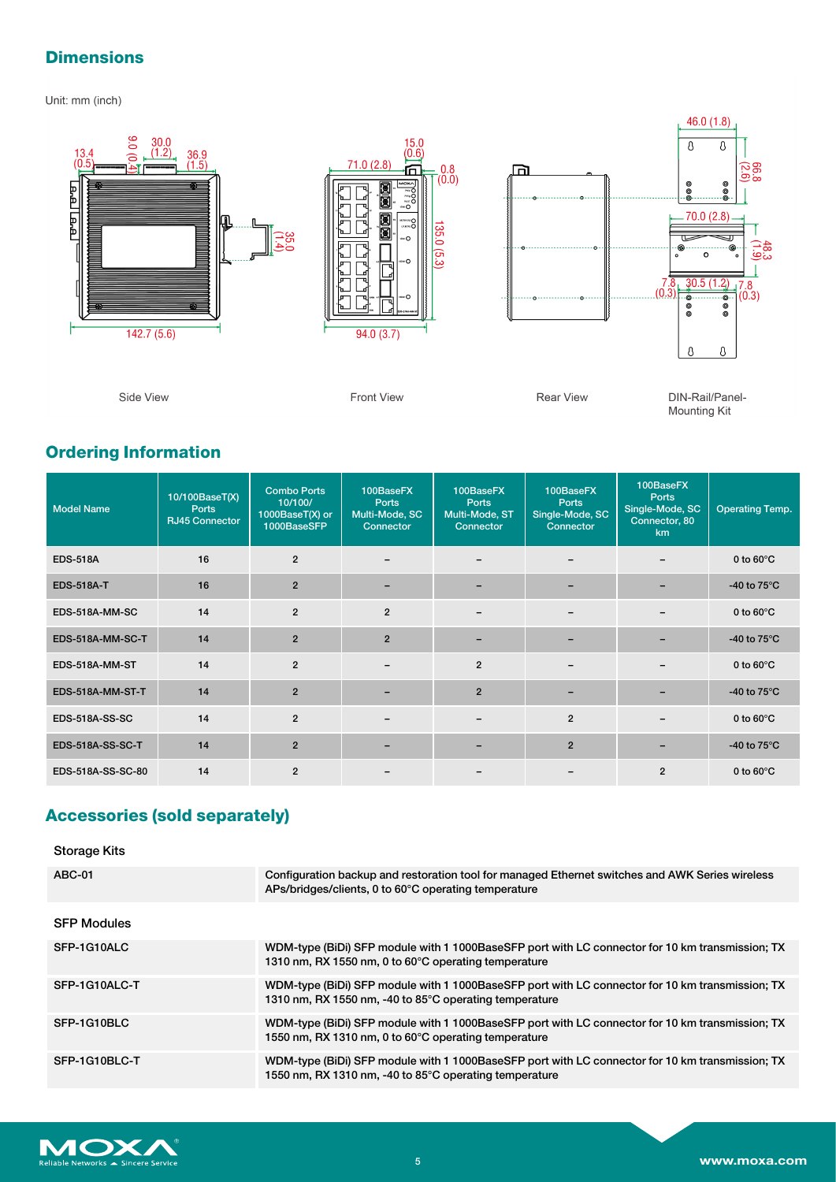## Dimensions

Unit: mm (inch)

Side View

Front View

Rear View

DIN-Rail/Panel-Mounting Kit

## Ordering Information

| Model Name | 10/100BaseT(X) Ports RJ45 Connector | Combo Ports 10/100/ 1000BaseT(X) or 1000BaseSFP | 100BaseFX Ports Multi-Mode, SC Connector | 100BaseFX Ports Multi-Mode, ST Connector | 100BaseFX Ports Single-Mode, SC Connector | 100BaseFX Ports Single-Mode, SC Connector, 80 km | Operating Temp. |
|---|---|---|---|---|---|---|---|
| EDS-518A | 16 | 2 | – | – | – | – | 0 to 60°C |
| EDS-518A-T | 16 | 2 | – | – | – | – | -40 to 75°C |
| EDS-518A-MM-SC | 14 | 2 | 2 | – | – | – | 0 to 60°C |
| EDS-518A-MM-SC-T | 14 | 2 | 2 | – | – | – | -40 to 75°C |
| EDS-518A-MM-ST | 14 | 2 | – | 2 | – | – | 0 to 60°C |
| EDS-518A-MM-ST-T | 14 | 2 | – | 2 | – | – | -40 to 75°C |
| EDS-518A-SS-SC | 14 | 2 | – | – | 2 | – | 0 to 60°C |
| EDS-518A-SS-SC-T | 14 | 2 | – | – | 2 | – | -40 to 75°C |
| EDS-518A-SS-SC-80 | 14 | 2 | – | – | – | 2 | 0 to 60°C |

## Accessories (sold separately)

### Storage Kits

| | |
|---|---|
| ABC-01 | Configuration backup and restoration tool for managed Ethernet switches and AWK Series wireless APs/bridges/clients, 0 to 60°C operating temperature |

### SFP Modules

| | |
|---|---|
| SFP-1G10ALC | WDM-type (BiDi) SFP module with 1 1000BaseSFP port with LC connector for 10 km transmission; TX 1310 nm, RX 1550 nm, 0 to 60°C operating temperature |
| SFP-1G10ALC-T | WDM-type (BiDi) SFP module with 1 1000BaseSFP port with LC connector for 10 km transmission; TX 1310 nm, RX 1550 nm, -40 to 85°C operating temperature |
| SFP-1G10BLC | WDM-type (BiDi) SFP module with 1 1000BaseSFP port with LC connector for 10 km transmission; TX 1550 nm, RX 1310 nm, 0 to 60°C operating temperature |
| SFP-1G10BLC-T | WDM-type (BiDi) SFP module with 1 1000BaseSFP port with LC connector for 10 km transmission; TX 1550 nm, RX 1310 nm, -40 to 85°C operating temperature |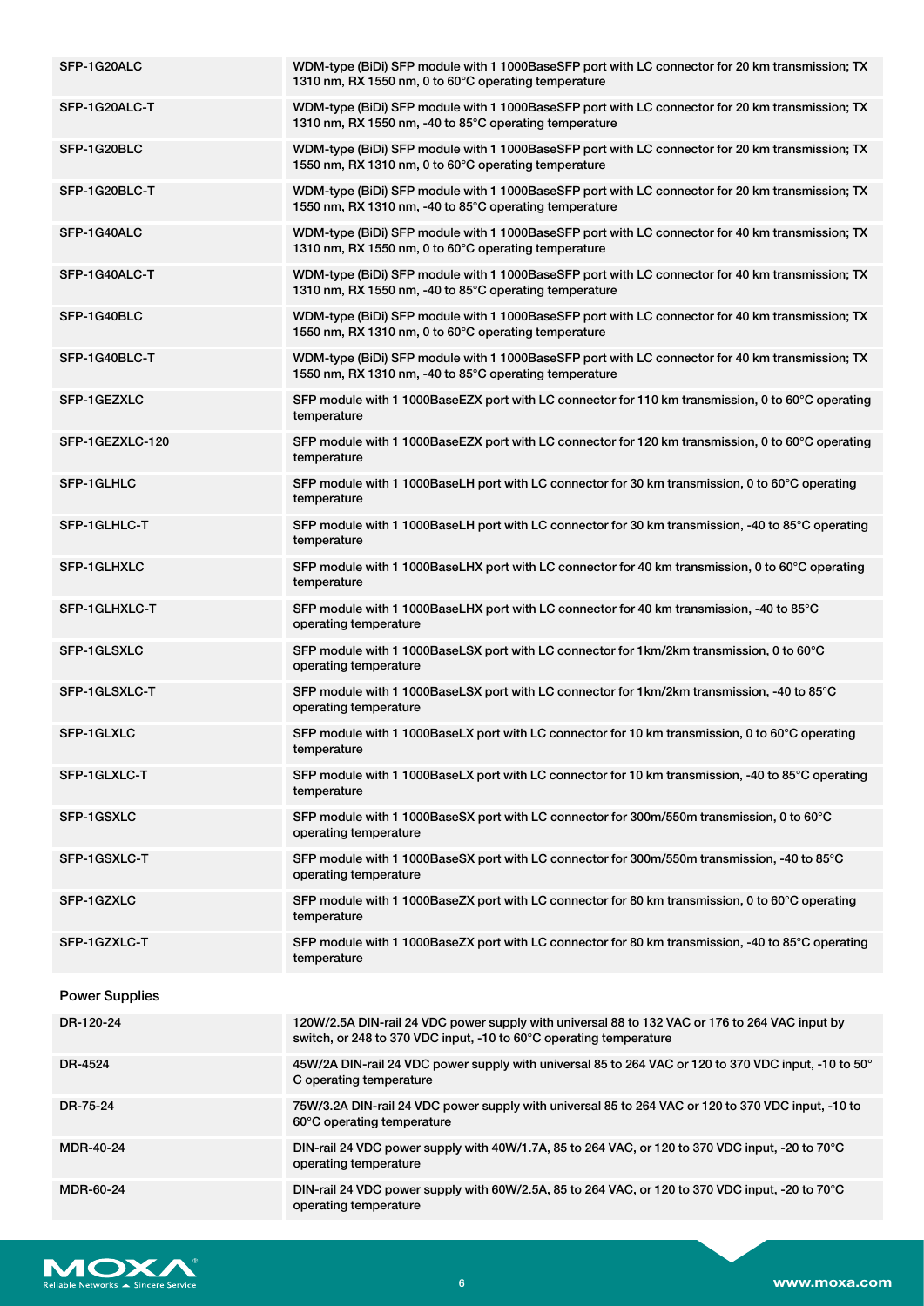| | |
|---|---|
| SFP-1G20ALC | WDM-type (BiDi) SFP module with 1 1000BaseSFP port with LC connector for 20 km transmission; TX 1310 nm, RX 1550 nm, 0 to 60°C operating temperature |
| SFP-1G20ALC-T | WDM-type (BiDi) SFP module with 1 1000BaseSFP port with LC connector for 20 km transmission; TX 1310 nm, RX 1550 nm, -40 to 85°C operating temperature |
| SFP-1G20BLC | WDM-type (BiDi) SFP module with 1 1000BaseSFP port with LC connector for 20 km transmission; TX 1550 nm, RX 1310 nm, 0 to 60°C operating temperature |
| SFP-1G20BLC-T | WDM-type (BiDi) SFP module with 1 1000BaseSFP port with LC connector for 20 km transmission; TX 1550 nm, RX 1310 nm, -40 to 85°C operating temperature |
| SFP-1G40ALC | WDM-type (BiDi) SFP module with 1 1000BaseSFP port with LC connector for 40 km transmission; TX 1310 nm, RX 1550 nm, 0 to 60°C operating temperature |
| SFP-1G40ALC-T | WDM-type (BiDi) SFP module with 1 1000BaseSFP port with LC connector for 40 km transmission; TX 1310 nm, RX 1550 nm, -40 to 85°C operating temperature |
| SFP-1G40BLC | WDM-type (BiDi) SFP module with 1 1000BaseSFP port with LC connector for 40 km transmission; TX 1550 nm, RX 1310 nm, 0 to 60°C operating temperature |
| SFP-1G40BLC-T | WDM-type (BiDi) SFP module with 1 1000BaseSFP port with LC connector for 40 km transmission; TX 1550 nm, RX 1310 nm, -40 to 85°C operating temperature |
| SFP-1GEZXLC | SFP module with 1 1000BaseEZX port with LC connector for 110 km transmission, 0 to 60°C operating temperature |
| SFP-1GEZXLC-120 | SFP module with 1 1000BaseEZX port with LC connector for 120 km transmission, 0 to 60°C operating temperature |
| SFP-1GLHLC | SFP module with 1 1000BaseLH port with LC connector for 30 km transmission, 0 to 60°C operating temperature |
| SFP-1GLHLC-T | SFP module with 1 1000BaseLH port with LC connector for 30 km transmission, -40 to 85°C operating temperature |
| SFP-1GLHXLC | SFP module with 1 1000BaseLHX port with LC connector for 40 km transmission, 0 to 60°C operating temperature |
| SFP-1GLHXLC-T | SFP module with 1 1000BaseLHX port with LC connector for 40 km transmission, -40 to 85°C operating temperature |
| SFP-1GLSXLC | SFP module with 1 1000BaseLSX port with LC connector for 1km/2km transmission, 0 to 60°C operating temperature |
| SFP-1GLSXLC-T | SFP module with 1 1000BaseLSX port with LC connector for 1km/2km transmission, -40 to 85°C operating temperature |
| SFP-1GLXLC | SFP module with 1 1000BaseLX port with LC connector for 10 km transmission, 0 to 60°C operating temperature |
| SFP-1GLXLC-T | SFP module with 1 1000BaseLX port with LC connector for 10 km transmission, -40 to 85°C operating temperature |
| SFP-1GSXLC | SFP module with 1 1000BaseSX port with LC connector for 300m/550m transmission, 0 to 60°C operating temperature |
| SFP-1GSXLC-T | SFP module with 1 1000BaseSX port with LC connector for 300m/550m transmission, -40 to 85°C operating temperature |
| SFP-1GZXLC | SFP module with 1 1000BaseZX port with LC connector for 80 km transmission, 0 to 60°C operating temperature |
| SFP-1GZXLC-T | SFP module with 1 1000BaseZX port with LC connector for 80 km transmission, -40 to 85°C operating temperature |

### Power Supplies

| | |
|---|---|
| DR-120-24 | 120W/2.5A DIN-rail 24 VDC power supply with universal 88 to 132 VAC or 176 to 264 VAC input by switch, or 248 to 370 VDC input, -10 to 60°C operating temperature |
| DR-4524 | 45W/2A DIN-rail 24 VDC power supply with universal 85 to 264 VAC or 120 to 370 VDC input, -10 to 50°C operating temperature |
| DR-75-24 | 75W/3.2A DIN-rail 24 VDC power supply with universal 85 to 264 VAC or 120 to 370 VDC input, -10 to 60°C operating temperature |
| MDR-40-24 | DIN-rail 24 VDC power supply with 40W/1.7A, 85 to 264 VAC, or 120 to 370 VDC input, -20 to 70°C operating temperature |
| MDR-60-24 | DIN-rail 24 VDC power supply with 60W/2.5A, 85 to 264 VAC, or 120 to 370 VDC input, -20 to 70°C operating temperature |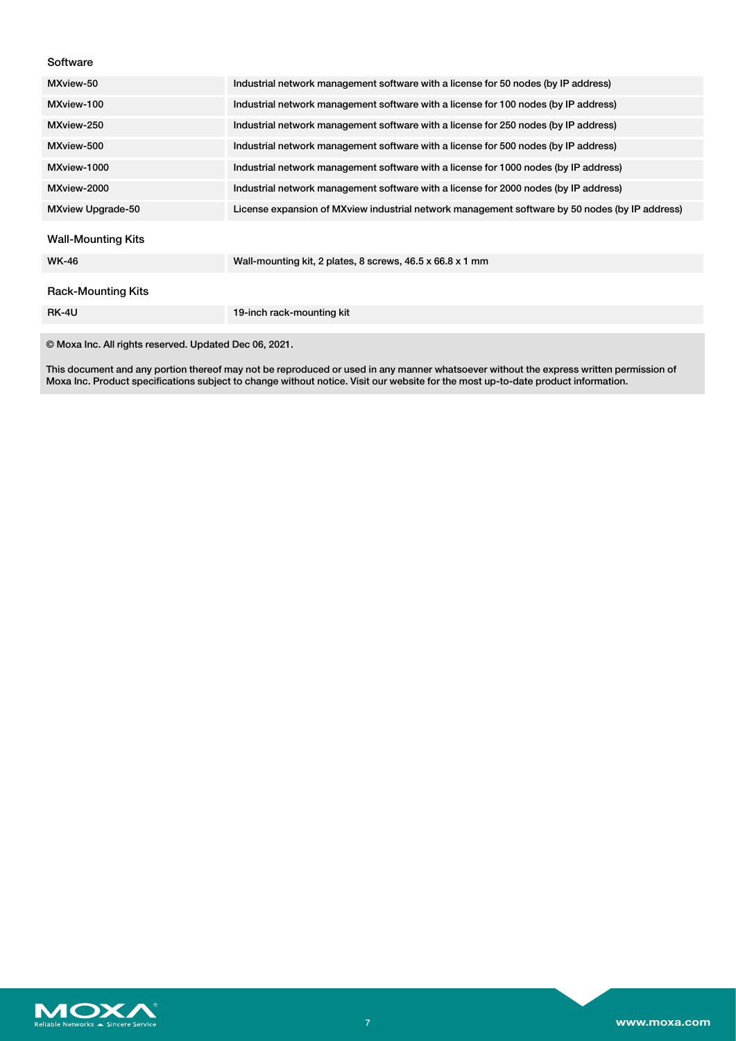### Software

| | |
|---|---|
| MXview-50 | Industrial network management software with a license for 50 nodes (by IP address) |
| MXview-100 | Industrial network management software with a license for 100 nodes (by IP address) |
| MXview-250 | Industrial network management software with a license for 250 nodes (by IP address) |
| MXview-500 | Industrial network management software with a license for 500 nodes (by IP address) |
| MXview-1000 | Industrial network management software with a license for 1000 nodes (by IP address) |
| MXview-2000 | Industrial network management software with a license for 2000 nodes (by IP address) |
| MXview Upgrade-50 | License expansion of MXview industrial network management software by 50 nodes (by IP address) |

### Wall-Mounting Kits

| | |
|---|---|
| WK-46 | Wall-mounting kit, 2 plates, 8 screws, 46.5 x 66.8 x 1 mm |

### Rack-Mounting Kits

| | |
|---|---|
| RK-4U | 19-inch rack-mounting kit |

© Moxa Inc. All rights reserved. Updated Dec 06, 2021.

This document and any portion thereof may not be reproduced or used in any manner whatsoever without the express written permission of Moxa Inc. Product specifications subject to change without notice. Visit our website for the most up-to-date product information.